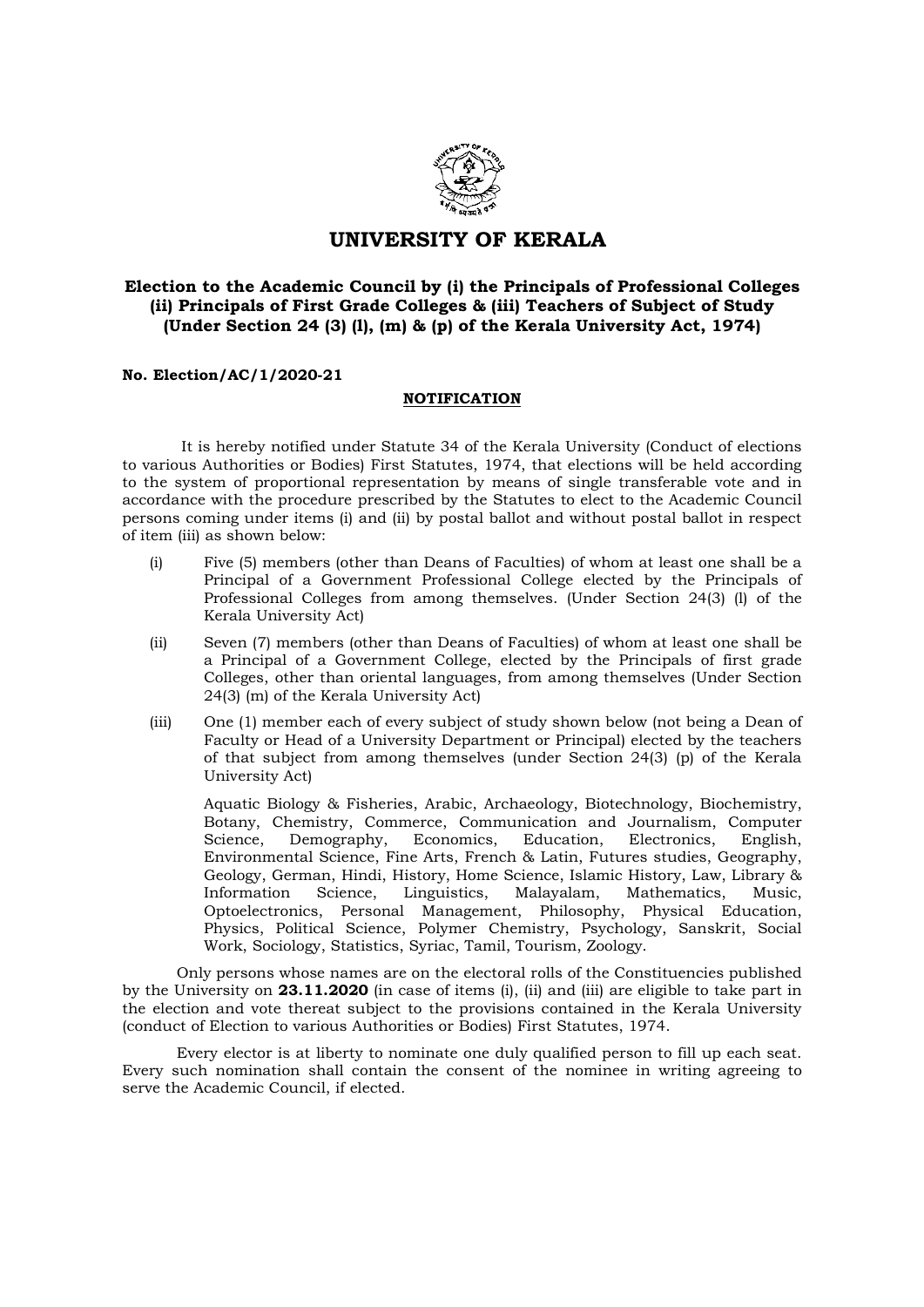# UNIVERSITY OF KERALA

### Election to the Academic Council by (i) the Principals of Professional Colleges (ii) Principals of First Grade Colleges & (iii) Teachers of Subject of Study (Under Section 24 (3) (l), (m) & (p) of the Kerala University Act, 1974)

**No. Election/AC/1/2020-21**

**NOTIFICATION**

It is hereby notified under Statute 34 of the Kerala University (Conduct of elections to various Authorities or Bodies) First Statutes, 1974, that elections will be held according to the system of proportional representation by means of single transferable vote and in accordance with the procedure prescribed by the Statutes to elect to the Academic Council persons coming under items (i) and (ii) by postal ballot and without postal ballot in respect of item (iii) as shown below:

(i) Five (5) members (other than Deans of Faculties) of whom at least one shall be a Principal of a Government Professional College elected by the Principals of Professional Colleges from among themselves. (Under Section 24(3) (l) of the Kerala University Act)

(ii) Seven (7) members (other than Deans of Faculties) of whom at least one shall be a Principal of a Government College, elected by the Principals of first grade Colleges, other than oriental languages, from among themselves (Under Section 24(3) (m) of the Kerala University Act)

(iii) One (1) member each of every subject of study shown below (not being a Dean of Faculty or Head of a University Department or Principal) elected by the teachers of that subject from among themselves (under Section 24(3) (p) of the Kerala University Act)

Aquatic Biology & Fisheries, Arabic, Archaeology, Biotechnology, Biochemistry, Botany, Chemistry, Commerce, Communication and Journalism, Computer Science, Demography, Economics, Education, Electronics, English, Environmental Science, Fine Arts, French & Latin, Futures studies, Geography, Geology, German, Hindi, History, Home Science, Islamic History, Law, Library & Information Science, Linguistics, Malayalam, Mathematics, Music, Optoelectronics, Personal Management, Philosophy, Physical Education, Physics, Political Science, Polymer Chemistry, Psychology, Sanskrit, Social Work, Sociology, Statistics, Syriac, Tamil, Tourism, Zoology.

Only persons whose names are on the electoral rolls of the Constituencies published by the University on **23.11.2020** (in case of items (i), (ii) and (iii) are eligible to take part in the election and vote thereat subject to the provisions contained in the Kerala University (conduct of Election to various Authorities or Bodies) First Statutes, 1974.

Every elector is at liberty to nominate one duly qualified person to fill up each seat. Every such nomination shall contain the consent of the nominee in writing agreeing to serve the Academic Council, if elected.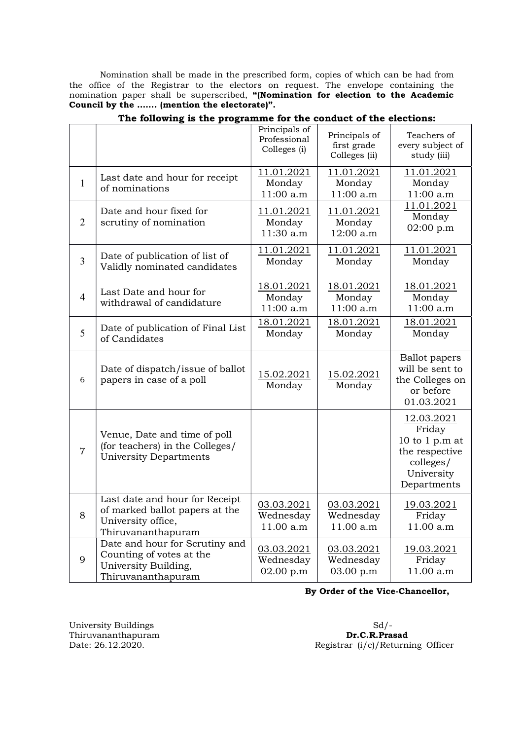Nomination shall be made in the prescribed form, copies of which can be had from the office of the Registrar to the electors on request. The envelope containing the nomination paper shall be superscribed, **"(Nomination for election to the Academic Council by the ……. (mention the electorate)".**

**The following is the programme for the conduct of the elections:**

| | | Principals of Professional Colleges (i) | Principals of first grade Colleges (ii) | Teachers of every subject of study (iii) |
|---|---|---|---|---|
| 1 | Last date and hour for receipt of nominations | 11.01.2021 Monday 11:00 a.m | 11.01.2021 Monday 11:00 a.m | 11.01.2021 Monday 11:00 a.m |
| 2 | Date and hour fixed for scrutiny of nomination | 11.01.2021 Monday 11:30 a.m | 11.01.2021 Monday 12:00 a.m | 11.01.2021 Monday 02:00 p.m |
| 3 | Date of publication of list of Validly nominated candidates | 11.01.2021 Monday | 11.01.2021 Monday | 11.01.2021 Monday |
| 4 | Last Date and hour for withdrawal of candidature | 18.01.2021 Monday 11:00 a.m | 18.01.2021 Monday 11:00 a.m | 18.01.2021 Monday 11:00 a.m |
| 5 | Date of publication of Final List of Candidates | 18.01.2021 Monday | 18.01.2021 Monday | 18.01.2021 Monday |
| 6 | Date of dispatch/issue of ballot papers in case of a poll | 15.02.2021 Monday | 15.02.2021 Monday | Ballot papers will be sent to the Colleges on or before 01.03.2021 |
| 7 | Venue, Date and time of poll (for teachers) in the Colleges/ University Departments | | | 12.03.2021 Friday 10 to 1 p.m at the respective colleges/ University Departments |
| 8 | Last date and hour for Receipt of marked ballot papers at the University office, Thiruvananthapuram | 03.03.2021 Wednesday 11.00 a.m | 03.03.2021 Wednesday 11.00 a.m | 19.03.2021 Friday 11.00 a.m |
| 9 | Date and hour for Scrutiny and Counting of votes at the University Building, Thiruvananthapuram | 03.03.2021 Wednesday 02.00 p.m | 03.03.2021 Wednesday 03.00 p.m | 19.03.2021 Friday 11.00 a.m |

**By Order of the Vice-Chancellor,**

Sd/-
**Dr.C.R.Prasad**
Registrar (i/c)/Returning Officer

University Buildings
Thiruvananthapuram
Date: 26.12.2020.